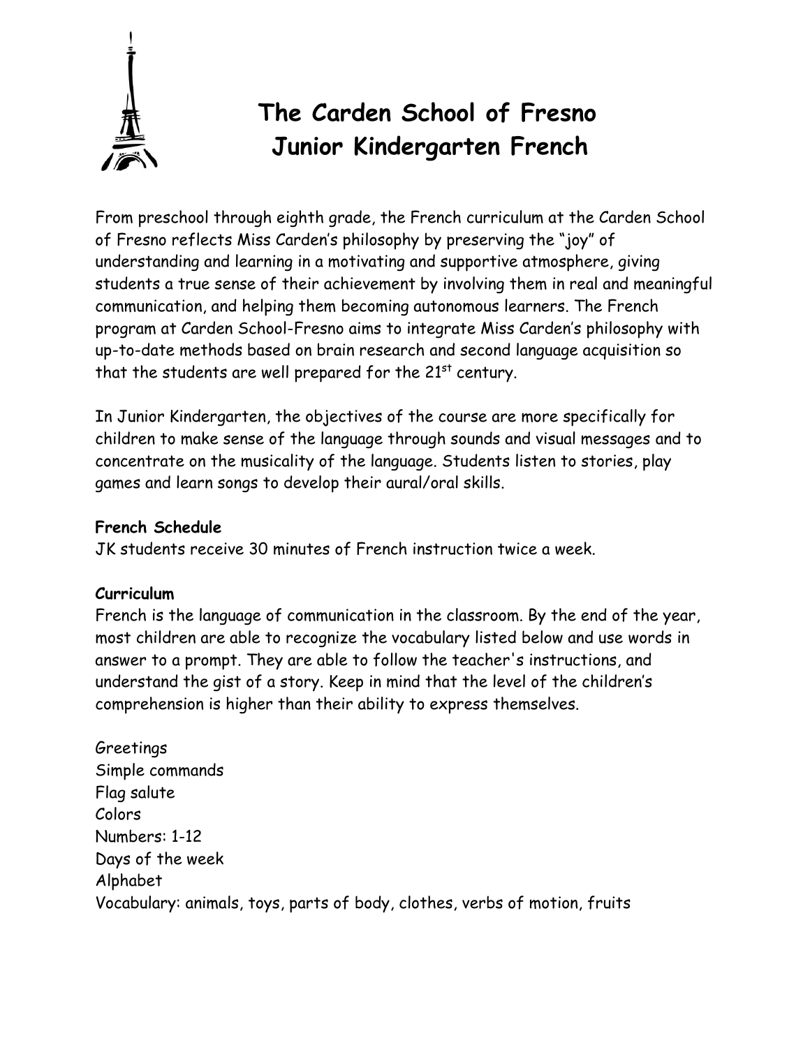# The Carden School of Fresno
# Junior Kindergarten French

From preschool through eighth grade, the French curriculum at the Carden School of Fresno reflects Miss Carden's philosophy by preserving the "joy" of understanding and learning in a motivating and supportive atmosphere, giving students a true sense of their achievement by involving them in real and meaningful communication, and helping them becoming autonomous learners. The French program at Carden School-Fresno aims to integrate Miss Carden's philosophy with up-to-date methods based on brain research and second language acquisition so that the students are well prepared for the 21st century.

In Junior Kindergarten, the objectives of the course are more specifically for children to make sense of the language through sounds and visual messages and to concentrate on the musicality of the language. Students listen to stories, play games and learn songs to develop their aural/oral skills.

**French Schedule**
JK students receive 30 minutes of French instruction twice a week.

**Curriculum**
French is the language of communication in the classroom. By the end of the year, most children are able to recognize the vocabulary listed below and use words in answer to a prompt. They are able to follow the teacher's instructions, and understand the gist of a story. Keep in mind that the level of the children's comprehension is higher than their ability to express themselves.

Greetings
Simple commands
Flag salute
Colors
Numbers: 1-12
Days of the week
Alphabet
Vocabulary: animals, toys, parts of body, clothes, verbs of motion, fruits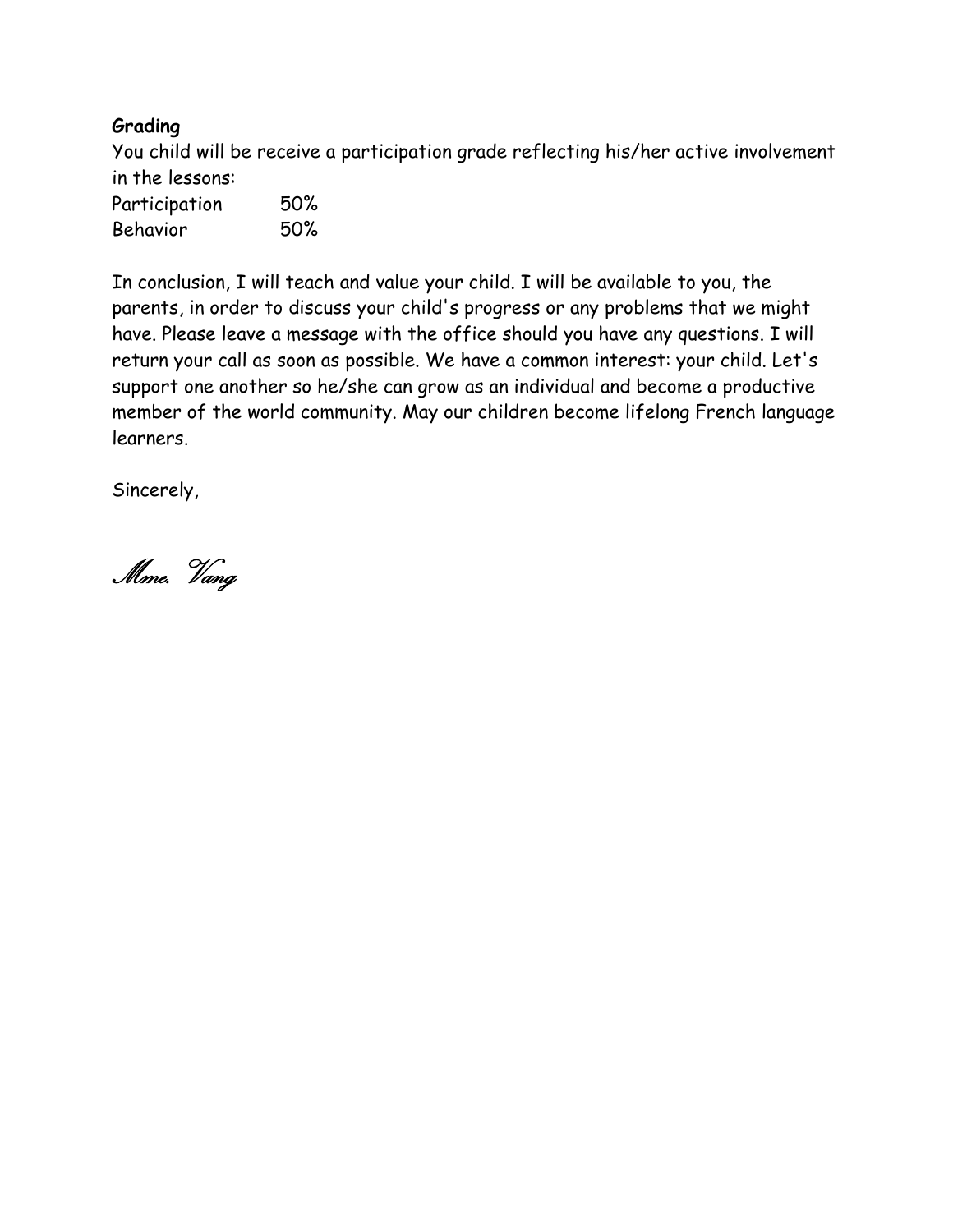**Grading**

You child will be receive a participation grade reflecting his/her active involvement in the lessons:

| | |
|---|---|
| Participation | 50% |
| Behavior | 50% |

In conclusion, I will teach and value your child. I will be available to you, the parents, in order to discuss your child's progress or any problems that we might have. Please leave a message with the office should you have any questions. I will return your call as soon as possible. We have a common interest: your child. Let's support one another so he/she can grow as an individual and become a productive member of the world community. May our children become lifelong French language learners.

Sincerely,

*Mme. Vang*